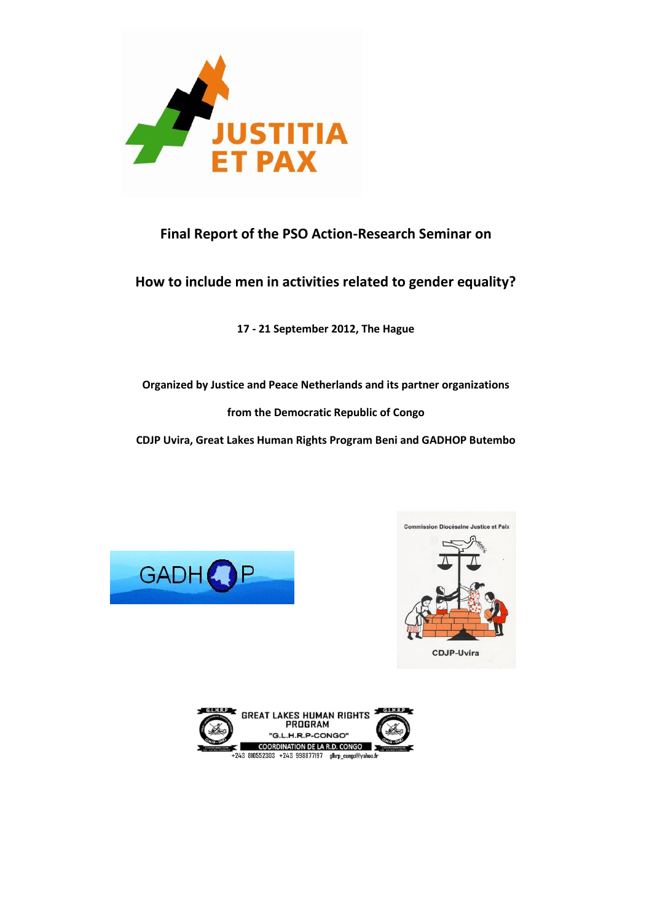# Final Report of the PSO Action-Research Seminar on

## How to include men in activities related to gender equality?

**17 - 21 September 2012, The Hague**

**Organized by Justice and Peace Netherlands and its partner organizations**

**from the Democratic Republic of Congo**

**CDJP Uvira, Great Lakes Human Rights Program Beni and GADHOP Butembo**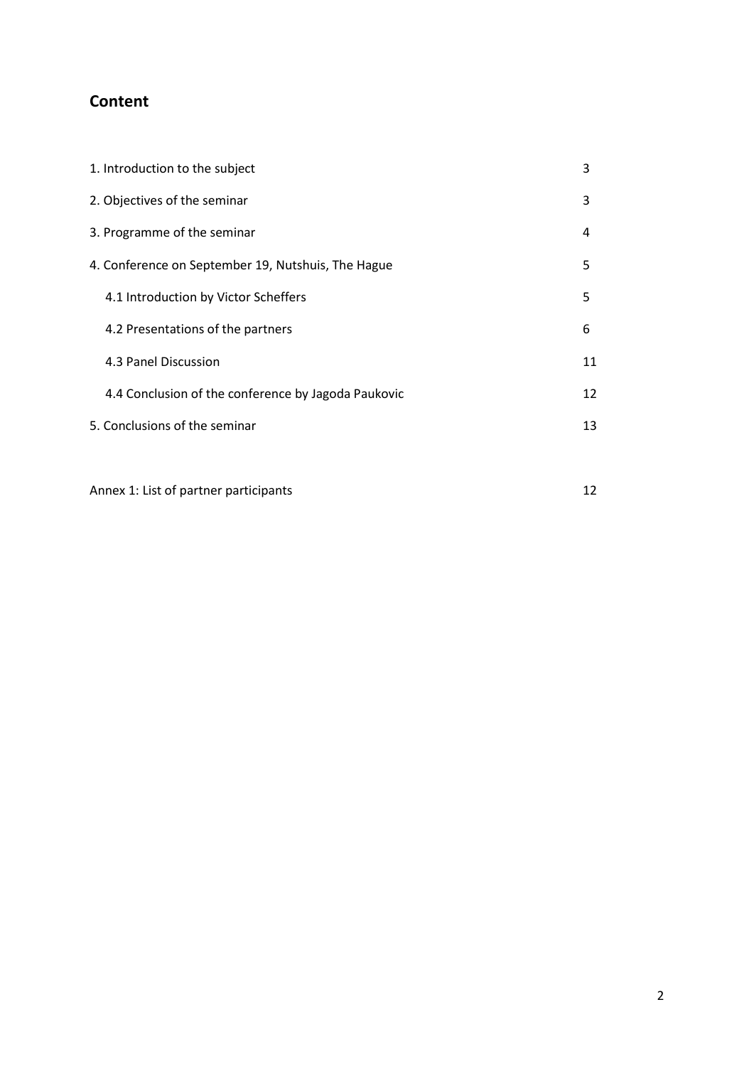## Content

| | |
|---|---|
| 1. Introduction to the subject | 3 |
| 2. Objectives of the seminar | 3 |
| 3. Programme of the seminar | 4 |
| 4. Conference on September 19, Nutshuis, The Hague | 5 |
| 4.1 Introduction by Victor Scheffers | 5 |
| 4.2 Presentations of the partners | 6 |
| 4.3 Panel Discussion | 11 |
| 4.4 Conclusion of the conference by Jagoda Paukovic | 12 |
| 5. Conclusions of the seminar | 13 |
| | |
| Annex 1: List of partner participants | 12 |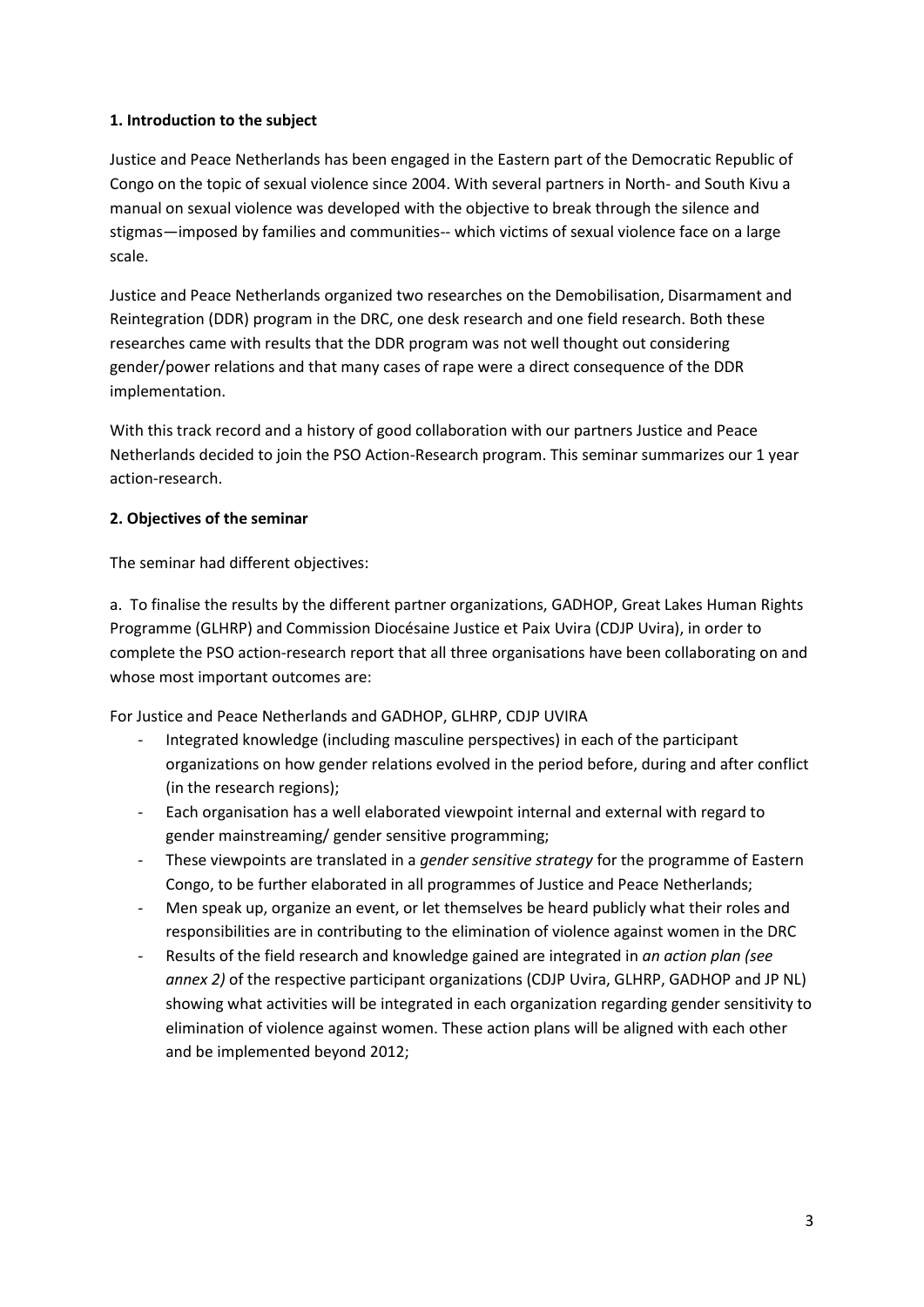**1. Introduction to the subject**

Justice and Peace Netherlands has been engaged in the Eastern part of the Democratic Republic of Congo on the topic of sexual violence since 2004. With several partners in North- and South Kivu a manual on sexual violence was developed with the objective to break through the silence and stigmas—imposed by families and communities-- which victims of sexual violence face on a large scale.

Justice and Peace Netherlands organized two researches on the Demobilisation, Disarmament and Reintegration (DDR) program in the DRC, one desk research and one field research. Both these researches came with results that the DDR program was not well thought out considering gender/power relations and that many cases of rape were a direct consequence of the DDR implementation.

With this track record and a history of good collaboration with our partners Justice and Peace Netherlands decided to join the PSO Action-Research program. This seminar summarizes our 1 year action-research.

**2. Objectives of the seminar**

The seminar had different objectives:

a. To finalise the results by the different partner organizations, GADHOP, Great Lakes Human Rights Programme (GLHRP) and Commission Diocésaine Justice et Paix Uvira (CDJP Uvira), in order to complete the PSO action-research report that all three organisations have been collaborating on and whose most important outcomes are:

For Justice and Peace Netherlands and GADHOP, GLHRP, CDJP UVIRA

- Integrated knowledge (including masculine perspectives) in each of the participant organizations on how gender relations evolved in the period before, during and after conflict (in the research regions);
- Each organisation has a well elaborated viewpoint internal and external with regard to gender mainstreaming/ gender sensitive programming;
- These viewpoints are translated in a *gender sensitive strategy* for the programme of Eastern Congo, to be further elaborated in all programmes of Justice and Peace Netherlands;
- Men speak up, organize an event, or let themselves be heard publicly what their roles and responsibilities are in contributing to the elimination of violence against women in the DRC
- Results of the field research and knowledge gained are integrated in *an action plan (see annex 2)* of the respective participant organizations (CDJP Uvira, GLHRP, GADHOP and JP NL) showing what activities will be integrated in each organization regarding gender sensitivity to elimination of violence against women. These action plans will be aligned with each other and be implemented beyond 2012;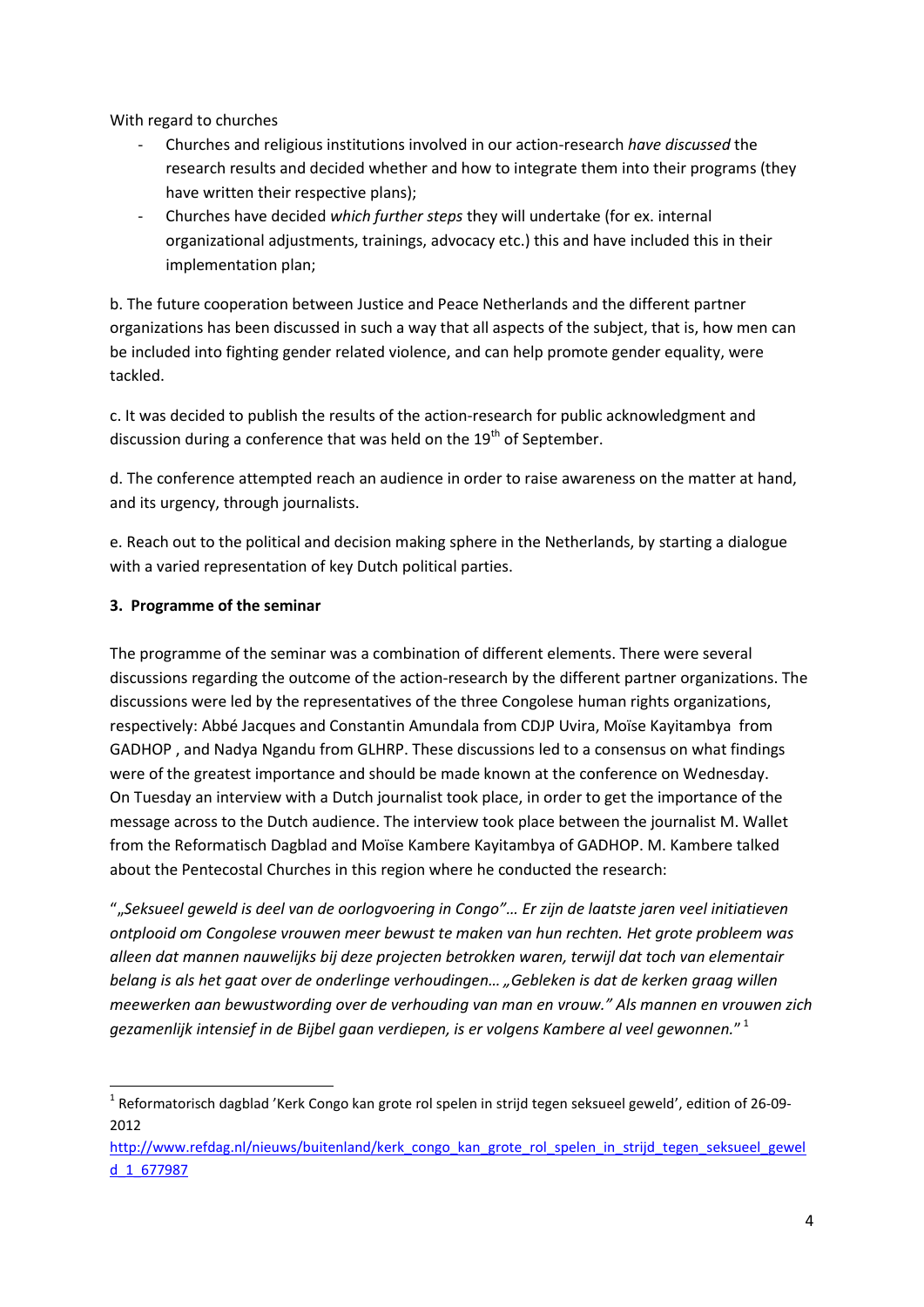With regard to churches

- Churches and religious institutions involved in our action-research *have discussed* the research results and decided whether and how to integrate them into their programs (they have written their respective plans);
- Churches have decided *which further steps* they will undertake (for ex. internal organizational adjustments, trainings, advocacy etc.) this and have included this in their implementation plan;

b. The future cooperation between Justice and Peace Netherlands and the different partner organizations has been discussed in such a way that all aspects of the subject, that is, how men can be included into fighting gender related violence, and can help promote gender equality, were tackled.

c. It was decided to publish the results of the action-research for public acknowledgment and discussion during a conference that was held on the 19th of September.

d. The conference attempted reach an audience in order to raise awareness on the matter at hand, and its urgency, through journalists.

e. Reach out to the political and decision making sphere in the Netherlands, by starting a dialogue with a varied representation of key Dutch political parties.

### 3. Programme of the seminar

The programme of the seminar was a combination of different elements. There were several discussions regarding the outcome of the action-research by the different partner organizations. The discussions were led by the representatives of the three Congolese human rights organizations, respectively: Abbé Jacques and Constantin Amundala from CDJP Uvira, Moïse Kayitambya from GADHOP , and Nadya Ngandu from GLHRP. These discussions led to a consensus on what findings were of the greatest importance and should be made known at the conference on Wednesday. On Tuesday an interview with a Dutch journalist took place, in order to get the importance of the message across to the Dutch audience. The interview took place between the journalist M. Wallet from the Reformatisch Dagblad and Moïse Kambere Kayitambya of GADHOP. M. Kambere talked about the Pentecostal Churches in this region where he conducted the research:

"*„Seksueel geweld is deel van de oorlogvoering in Congo"… Er zijn de laatste jaren veel initiatieven ontplooid om Congolese vrouwen meer bewust te maken van hun rechten. Het grote probleem was alleen dat mannen nauwelijks bij deze projecten betrokken waren, terwijl dat toch van elementair belang is als het gaat over de onderlinge verhoudingen… „Gebleken is dat de kerken graag willen meewerken aan bewustwording over de verhouding van man en vrouw." Als mannen en vrouwen zich gezamenlijk intensief in de Bijbel gaan verdiepen, is er volgens Kambere al veel gewonnen.*" [1]

---

[1] Reformatorisch dagblad 'Kerk Congo kan grote rol spelen in strijd tegen seksueel geweld', edition of 26-09-2012 http://www.refdag.nl/nieuws/buitenland/kerk_congo_kan_grote_rol_spelen_in_strijd_tegen_seksueel_geweld_1_677987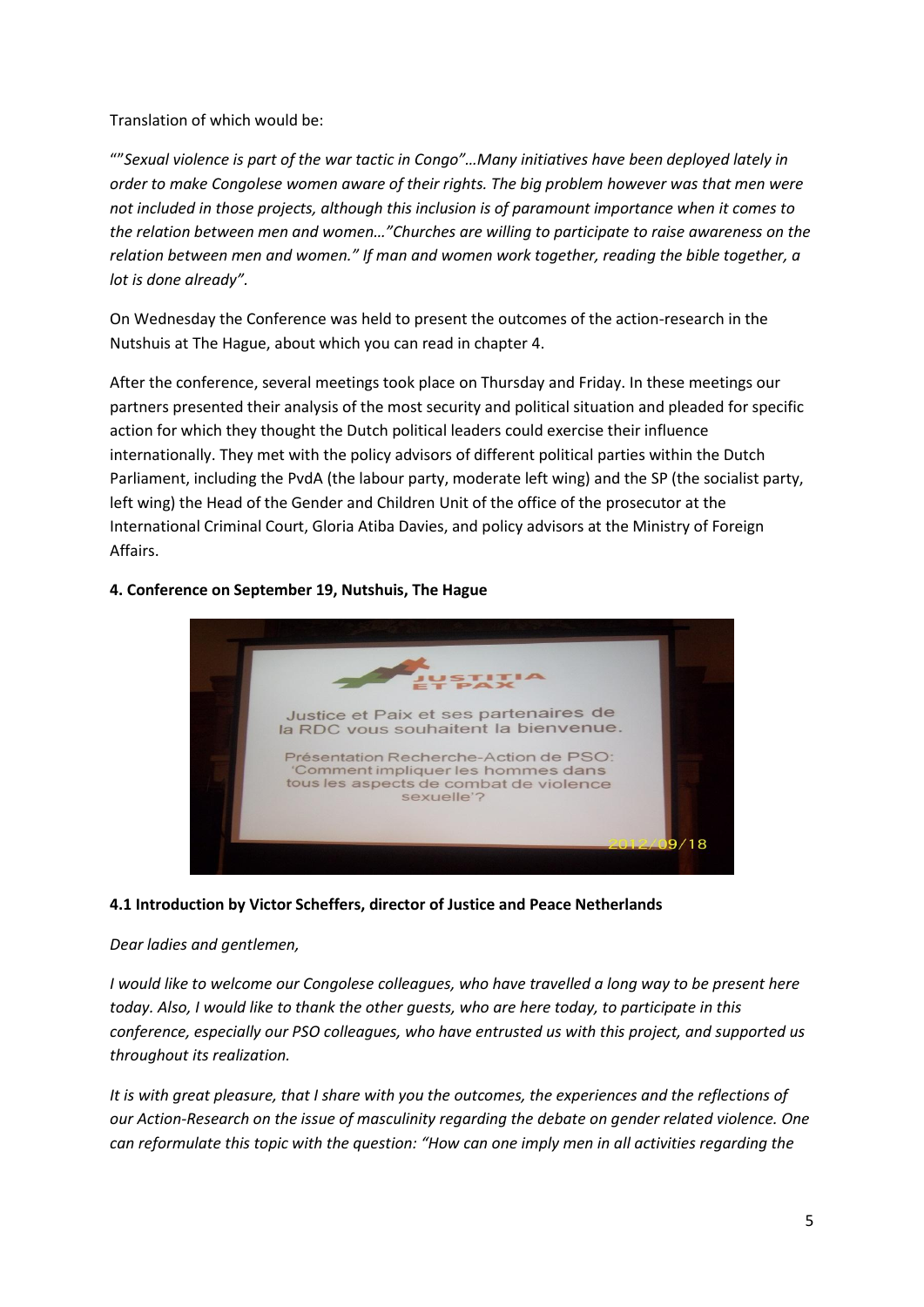Translation of which would be:

*""Sexual violence is part of the war tactic in Congo"…Many initiatives have been deployed lately in order to make Congolese women aware of their rights. The big problem however was that men were not included in those projects, although this inclusion is of paramount importance when it comes to the relation between men and women…"Churches are willing to participate to raise awareness on the relation between men and women." If man and women work together, reading the bible together, a lot is done already".*

On Wednesday the Conference was held to present the outcomes of the action-research in the Nutshuis at The Hague, about which you can read in chapter 4.

After the conference, several meetings took place on Thursday and Friday. In these meetings our partners presented their analysis of the most security and political situation and pleaded for specific action for which they thought the Dutch political leaders could exercise their influence internationally. They met with the policy advisors of different political parties within the Dutch Parliament, including the PvdA (the labour party, moderate left wing) and the SP (the socialist party, left wing) the Head of the Gender and Children Unit of the office of the prosecutor at the International Criminal Court, Gloria Atiba Davies, and policy advisors at the Ministry of Foreign Affairs.

**4. Conference on September 19, Nutshuis, The Hague**

**4.1 Introduction by Victor Scheffers, director of Justice and Peace Netherlands**

*Dear ladies and gentlemen,*

*I would like to welcome our Congolese colleagues, who have travelled a long way to be present here today. Also, I would like to thank the other guests, who are here today, to participate in this conference, especially our PSO colleagues, who have entrusted us with this project, and supported us throughout its realization.*

*It is with great pleasure, that I share with you the outcomes, the experiences and the reflections of our Action-Research on the issue of masculinity regarding the debate on gender related violence. One can reformulate this topic with the question: "How can one imply men in all activities regarding the*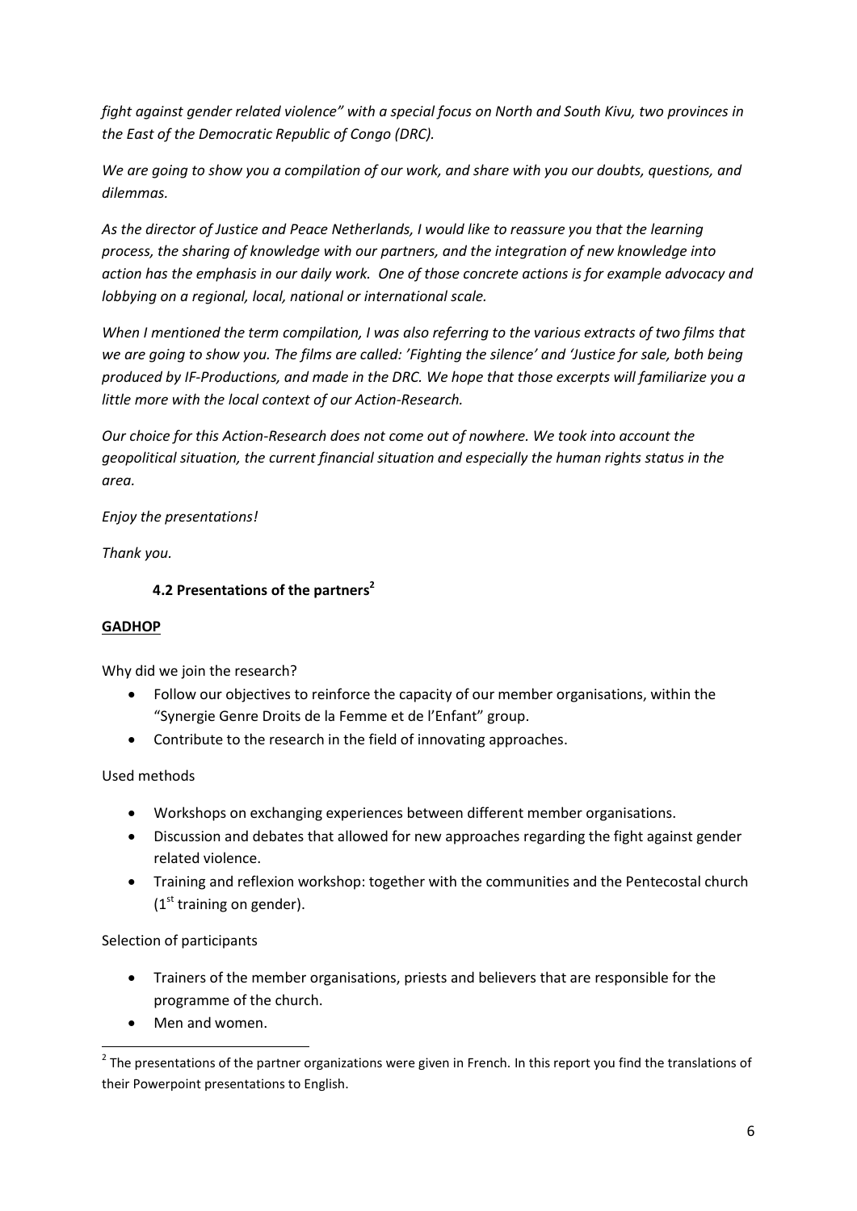*fight against gender related violence" with a special focus on North and South Kivu, two provinces in the East of the Democratic Republic of Congo (DRC).*

*We are going to show you a compilation of our work, and share with you our doubts, questions, and dilemmas.*

*As the director of Justice and Peace Netherlands, I would like to reassure you that the learning process, the sharing of knowledge with our partners, and the integration of new knowledge into action has the emphasis in our daily work. One of those concrete actions is for example advocacy and lobbying on a regional, local, national or international scale.*

*When I mentioned the term compilation, I was also referring to the various extracts of two films that we are going to show you. The films are called: 'Fighting the silence' and 'Justice for sale, both being produced by IF-Productions, and made in the DRC. We hope that those excerpts will familiarize you a little more with the local context of our Action-Research.*

*Our choice for this Action-Research does not come out of nowhere. We took into account the geopolitical situation, the current financial situation and especially the human rights status in the area.*

*Enjoy the presentations!*

*Thank you.*

### 4.2 Presentations of the partners[2]

**GADHOP**

Why did we join the research?

- Follow our objectives to reinforce the capacity of our member organisations, within the "Synergie Genre Droits de la Femme et de l'Enfant" group.
- Contribute to the research in the field of innovating approaches.

Used methods

- Workshops on exchanging experiences between different member organisations.
- Discussion and debates that allowed for new approaches regarding the fight against gender related violence.
- Training and reflexion workshop: together with the communities and the Pentecostal church (1st training on gender).

Selection of participants

- Trainers of the member organisations, priests and believers that are responsible for the programme of the church.
- Men and women.

[2] The presentations of the partner organizations were given in French. In this report you find the translations of their Powerpoint presentations to English.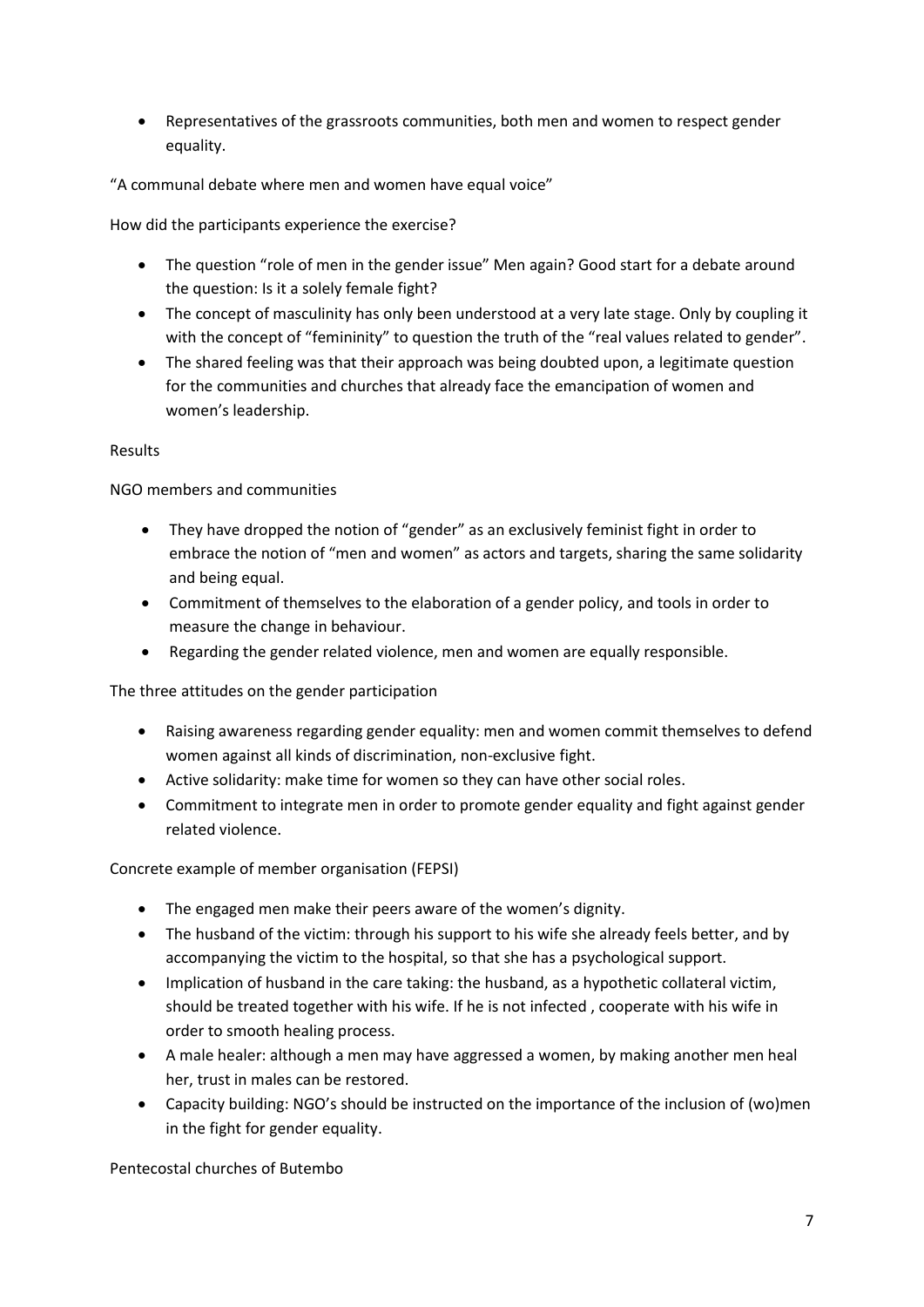- Representatives of the grassroots communities, both men and women to respect gender equality.

"A communal debate where men and women have equal voice"

How did the participants experience the exercise?

- The question "role of men in the gender issue" Men again? Good start for a debate around the question: Is it a solely female fight?
- The concept of masculinity has only been understood at a very late stage. Only by coupling it with the concept of "femininity" to question the truth of the "real values related to gender".
- The shared feeling was that their approach was being doubted upon, a legitimate question for the communities and churches that already face the emancipation of women and women's leadership.

Results

NGO members and communities

- They have dropped the notion of "gender" as an exclusively feminist fight in order to embrace the notion of "men and women" as actors and targets, sharing the same solidarity and being equal.
- Commitment of themselves to the elaboration of a gender policy, and tools in order to measure the change in behaviour.
- Regarding the gender related violence, men and women are equally responsible.

The three attitudes on the gender participation

- Raising awareness regarding gender equality: men and women commit themselves to defend women against all kinds of discrimination, non-exclusive fight.
- Active solidarity: make time for women so they can have other social roles.
- Commitment to integrate men in order to promote gender equality and fight against gender related violence.

Concrete example of member organisation (FEPSI)

- The engaged men make their peers aware of the women's dignity.
- The husband of the victim: through his support to his wife she already feels better, and by accompanying the victim to the hospital, so that she has a psychological support.
- Implication of husband in the care taking: the husband, as a hypothetic collateral victim, should be treated together with his wife. If he is not infected , cooperate with his wife in order to smooth healing process.
- A male healer: although a men may have aggressed a women, by making another men heal her, trust in males can be restored.
- Capacity building: NGO's should be instructed on the importance of the inclusion of (wo)men in the fight for gender equality.

Pentecostal churches of Butembo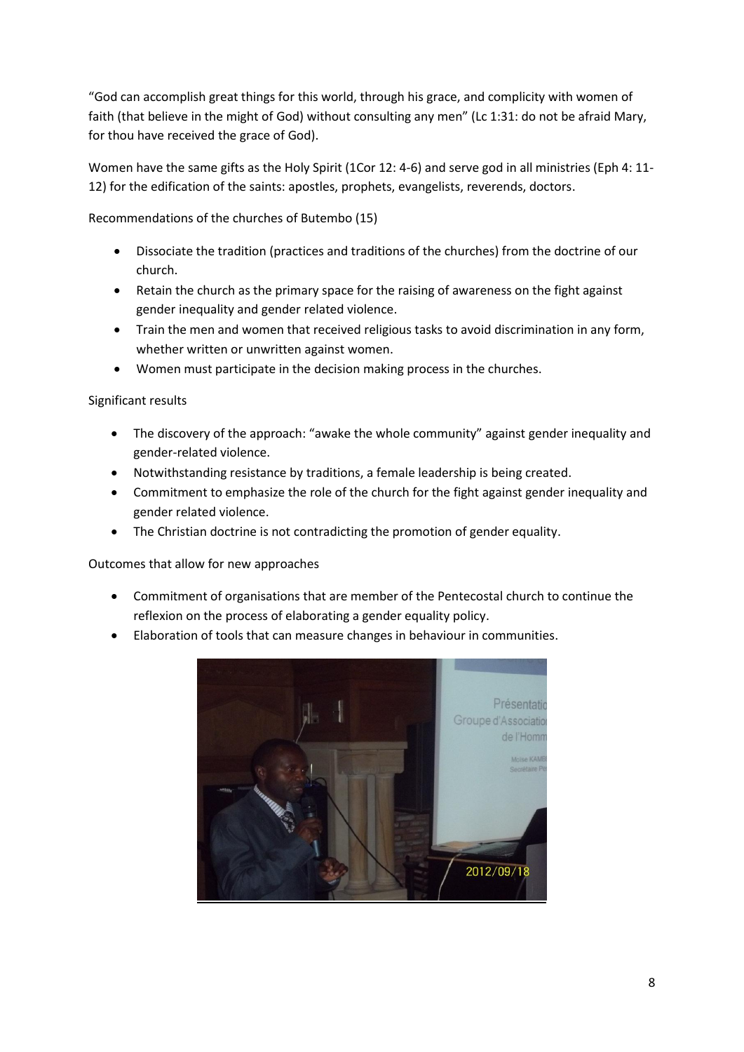"God can accomplish great things for this world, through his grace, and complicity with women of faith (that believe in the might of God) without consulting any men" (Lc 1:31: do not be afraid Mary, for thou have received the grace of God).

Women have the same gifts as the Holy Spirit (1Cor 12: 4-6) and serve god in all ministries (Eph 4: 11-12) for the edification of the saints: apostles, prophets, evangelists, reverends, doctors.

Recommendations of the churches of Butembo (15)

- Dissociate the tradition (practices and traditions of the churches) from the doctrine of our church.
- Retain the church as the primary space for the raising of awareness on the fight against gender inequality and gender related violence.
- Train the men and women that received religious tasks to avoid discrimination in any form, whether written or unwritten against women.
- Women must participate in the decision making process in the churches.

Significant results

- The discovery of the approach: "awake the whole community" against gender inequality and gender-related violence.
- Notwithstanding resistance by traditions, a female leadership is being created.
- Commitment to emphasize the role of the church for the fight against gender inequality and gender related violence.
- The Christian doctrine is not contradicting the promotion of gender equality.

Outcomes that allow for new approaches

- Commitment of organisations that are member of the Pentecostal church to continue the reflexion on the process of elaborating a gender equality policy.
- Elaboration of tools that can measure changes in behaviour in communities.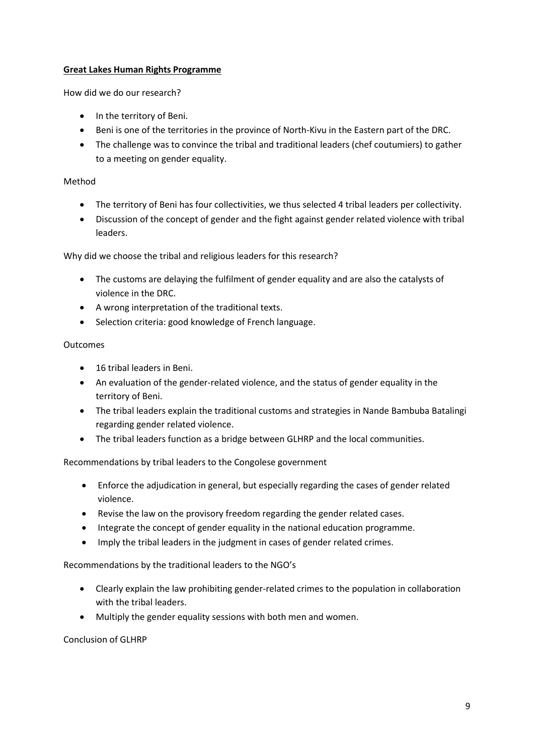## **Great Lakes Human Rights Programme**

How did we do our research?

- In the territory of Beni.
- Beni is one of the territories in the province of North-Kivu in the Eastern part of the DRC.
- The challenge was to convince the tribal and traditional leaders (chef coutumiers) to gather to a meeting on gender equality.

Method

- The territory of Beni has four collectivities, we thus selected 4 tribal leaders per collectivity.
- Discussion of the concept of gender and the fight against gender related violence with tribal leaders.

Why did we choose the tribal and religious leaders for this research?

- The customs are delaying the fulfilment of gender equality and are also the catalysts of violence in the DRC.
- A wrong interpretation of the traditional texts.
- Selection criteria: good knowledge of French language.

Outcomes

- 16 tribal leaders in Beni.
- An evaluation of the gender-related violence, and the status of gender equality in the territory of Beni.
- The tribal leaders explain the traditional customs and strategies in Nande Bambuba Batalingi regarding gender related violence.
- The tribal leaders function as a bridge between GLHRP and the local communities.

Recommendations by tribal leaders to the Congolese government

- Enforce the adjudication in general, but especially regarding the cases of gender related violence.
- Revise the law on the provisory freedom regarding the gender related cases.
- Integrate the concept of gender equality in the national education programme.
- Imply the tribal leaders in the judgment in cases of gender related crimes.

Recommendations by the traditional leaders to the NGO's

- Clearly explain the law prohibiting gender-related crimes to the population in collaboration with the tribal leaders.
- Multiply the gender equality sessions with both men and women.

Conclusion of GLHRP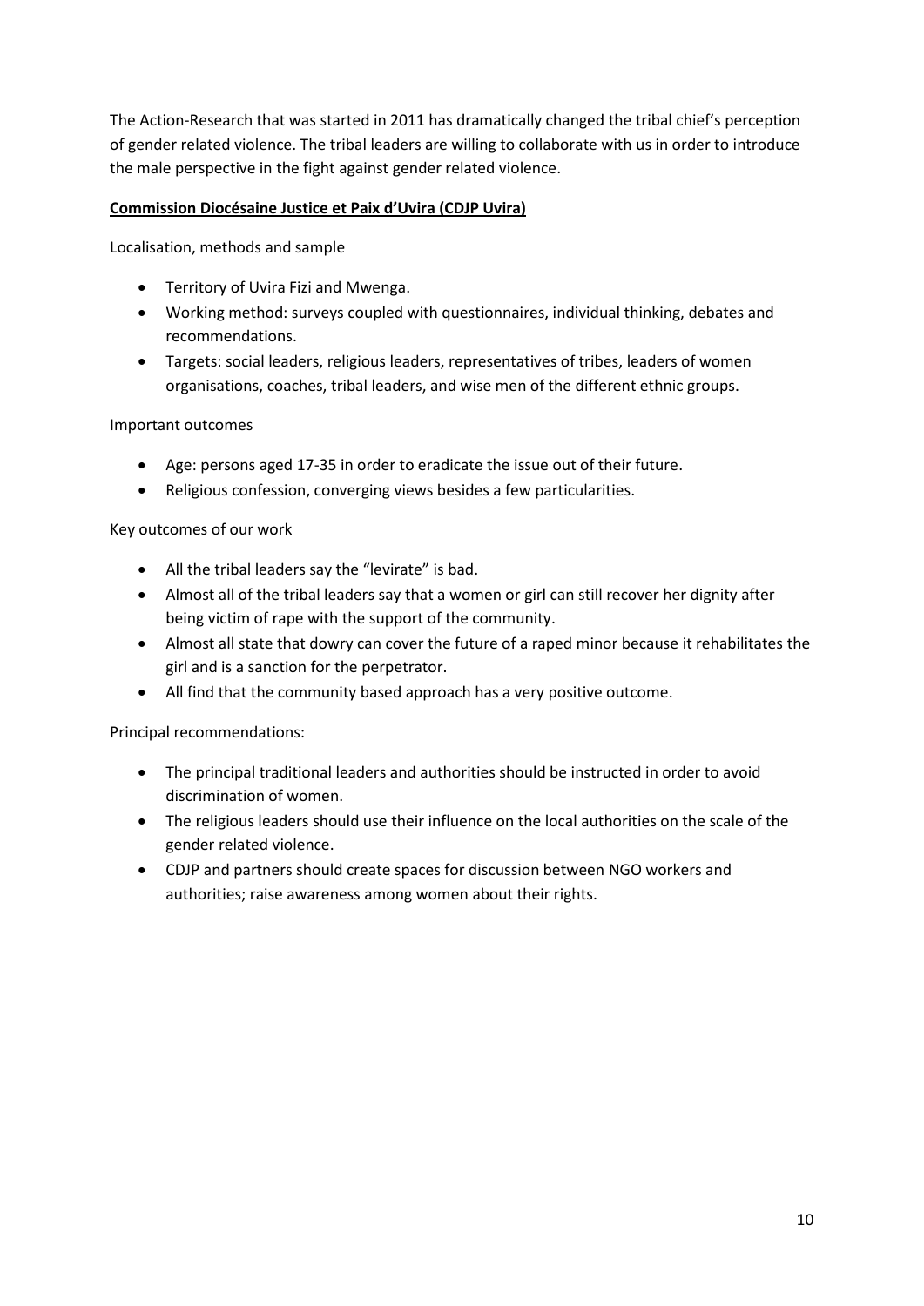The Action-Research that was started in 2011 has dramatically changed the tribal chief's perception of gender related violence. The tribal leaders are willing to collaborate with us in order to introduce the male perspective in the fight against gender related violence.

**Commission Diocésaine Justice et Paix d'Uvira (CDJP Uvira)**

Localisation, methods and sample

- Territory of Uvira Fizi and Mwenga.
- Working method: surveys coupled with questionnaires, individual thinking, debates and recommendations.
- Targets: social leaders, religious leaders, representatives of tribes, leaders of women organisations, coaches, tribal leaders, and wise men of the different ethnic groups.

Important outcomes

- Age: persons aged 17-35 in order to eradicate the issue out of their future.
- Religious confession, converging views besides a few particularities.

Key outcomes of our work

- All the tribal leaders say the "levirate" is bad.
- Almost all of the tribal leaders say that a women or girl can still recover her dignity after being victim of rape with the support of the community.
- Almost all state that dowry can cover the future of a raped minor because it rehabilitates the girl and is a sanction for the perpetrator.
- All find that the community based approach has a very positive outcome.

Principal recommendations:

- The principal traditional leaders and authorities should be instructed in order to avoid discrimination of women.
- The religious leaders should use their influence on the local authorities on the scale of the gender related violence.
- CDJP and partners should create spaces for discussion between NGO workers and authorities; raise awareness among women about their rights.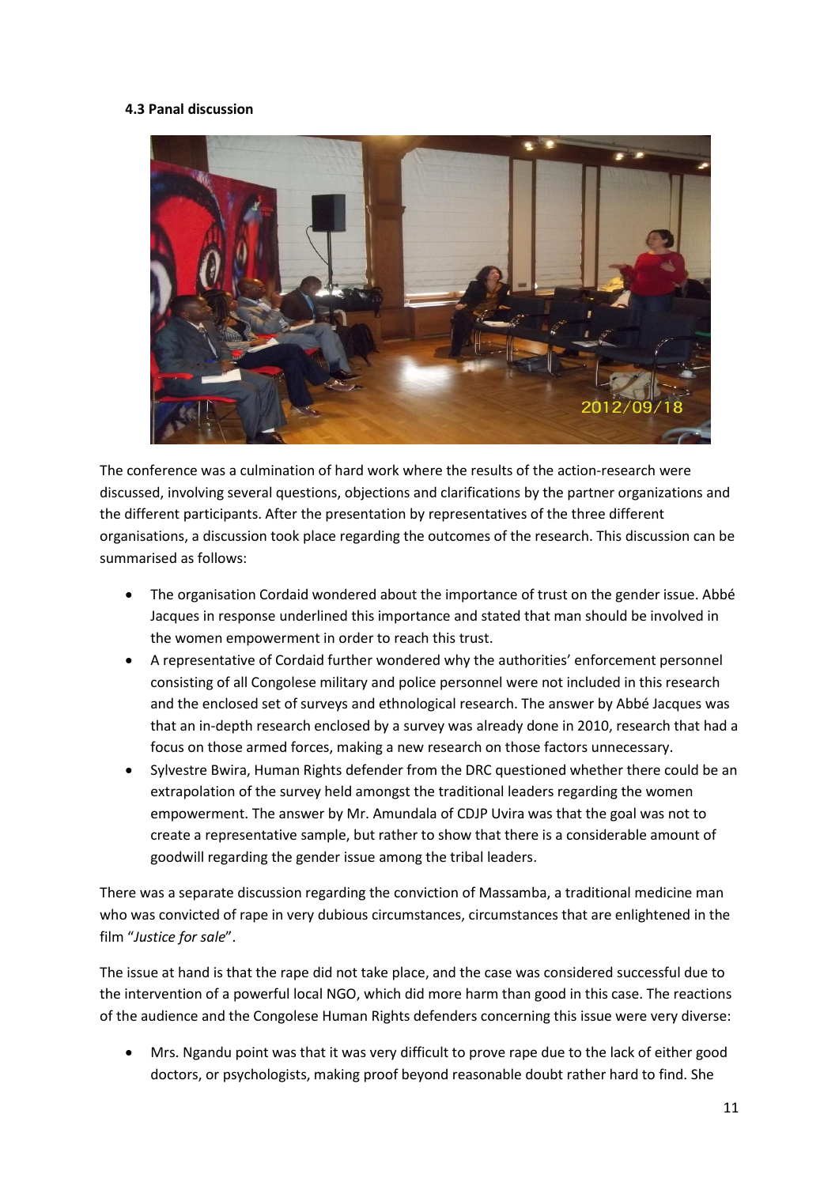#### 4.3 Panal discussion

The conference was a culmination of hard work where the results of the action-research were discussed, involving several questions, objections and clarifications by the partner organizations and the different participants. After the presentation by representatives of the three different organisations, a discussion took place regarding the outcomes of the research. This discussion can be summarised as follows:

- The organisation Cordaid wondered about the importance of trust on the gender issue. Abbé Jacques in response underlined this importance and stated that man should be involved in the women empowerment in order to reach this trust.
- A representative of Cordaid further wondered why the authorities' enforcement personnel consisting of all Congolese military and police personnel were not included in this research and the enclosed set of surveys and ethnological research. The answer by Abbé Jacques was that an in-depth research enclosed by a survey was already done in 2010, research that had a focus on those armed forces, making a new research on those factors unnecessary.
- Sylvestre Bwira, Human Rights defender from the DRC questioned whether there could be an extrapolation of the survey held amongst the traditional leaders regarding the women empowerment. The answer by Mr. Amundala of CDJP Uvira was that the goal was not to create a representative sample, but rather to show that there is a considerable amount of goodwill regarding the gender issue among the tribal leaders.

There was a separate discussion regarding the conviction of Massamba, a traditional medicine man who was convicted of rape in very dubious circumstances, circumstances that are enlightened in the film "*Justice for sale*".

The issue at hand is that the rape did not take place, and the case was considered successful due to the intervention of a powerful local NGO, which did more harm than good in this case. The reactions of the audience and the Congolese Human Rights defenders concerning this issue were very diverse:

- Mrs. Ngandu point was that it was very difficult to prove rape due to the lack of either good doctors, or psychologists, making proof beyond reasonable doubt rather hard to find. She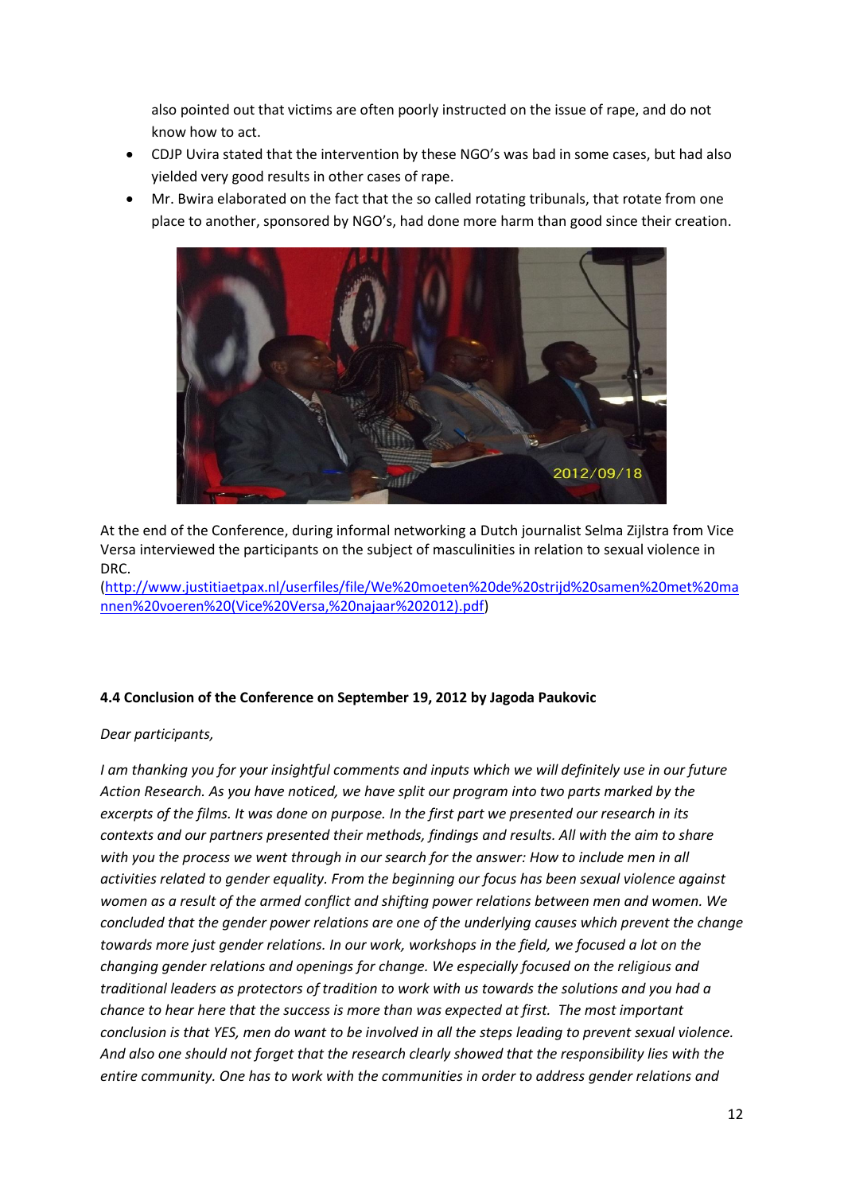also pointed out that victims are often poorly instructed on the issue of rape, and do not know how to act.

- CDJP Uvira stated that the intervention by these NGO's was bad in some cases, but had also yielded very good results in other cases of rape.
- Mr. Bwira elaborated on the fact that the so called rotating tribunals, that rotate from one place to another, sponsored by NGO's, had done more harm than good since their creation.

At the end of the Conference, during informal networking a Dutch journalist Selma Zijlstra from Vice Versa interviewed the participants on the subject of masculinities in relation to sexual violence in DRC.
(http://www.justitiaetpax.nl/userfiles/file/We%20moeten%20de%20strijd%20samen%20met%20mannen%20voeren%20(Vice%20Versa,%20najaar%202012).pdf)

**4.4 Conclusion of the Conference on September 19, 2012 by Jagoda Paukovic**

*Dear participants,*

*I am thanking you for your insightful comments and inputs which we will definitely use in our future Action Research. As you have noticed, we have split our program into two parts marked by the excerpts of the films. It was done on purpose. In the first part we presented our research in its contexts and our partners presented their methods, findings and results. All with the aim to share with you the process we went through in our search for the answer: How to include men in all activities related to gender equality. From the beginning our focus has been sexual violence against women as a result of the armed conflict and shifting power relations between men and women. We concluded that the gender power relations are one of the underlying causes which prevent the change towards more just gender relations. In our work, workshops in the field, we focused a lot on the changing gender relations and openings for change. We especially focused on the religious and traditional leaders as protectors of tradition to work with us towards the solutions and you had a chance to hear here that the success is more than was expected at first. The most important conclusion is that YES, men do want to be involved in all the steps leading to prevent sexual violence. And also one should not forget that the research clearly showed that the responsibility lies with the entire community. One has to work with the communities in order to address gender relations and*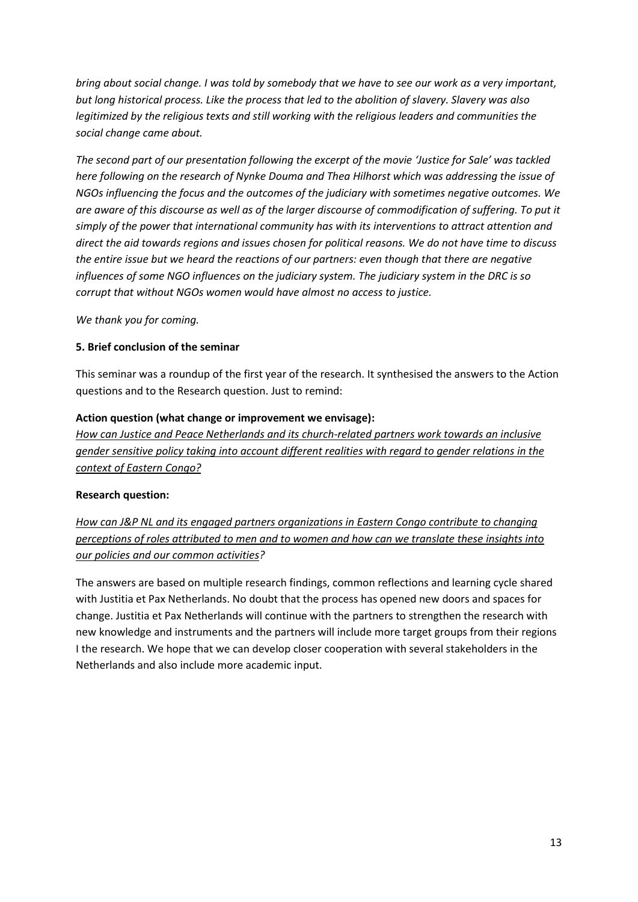*bring about social change. I was told by somebody that we have to see our work as a very important, but long historical process. Like the process that led to the abolition of slavery. Slavery was also legitimized by the religious texts and still working with the religious leaders and communities the social change came about.*

*The second part of our presentation following the excerpt of the movie 'Justice for Sale' was tackled here following on the research of Nynke Douma and Thea Hilhorst which was addressing the issue of NGOs influencing the focus and the outcomes of the judiciary with sometimes negative outcomes. We are aware of this discourse as well as of the larger discourse of commodification of suffering. To put it simply of the power that international community has with its interventions to attract attention and direct the aid towards regions and issues chosen for political reasons. We do not have time to discuss the entire issue but we heard the reactions of our partners: even though that there are negative influences of some NGO influences on the judiciary system. The judiciary system in the DRC is so corrupt that without NGOs women would have almost no access to justice.*

*We thank you for coming.*

**5. Brief conclusion of the seminar**

This seminar was a roundup of the first year of the research. It synthesised the answers to the Action questions and to the Research question. Just to remind:

**Action question (what change or improvement we envisage):**

*How can Justice and Peace Netherlands and its church-related partners work towards an inclusive gender sensitive policy taking into account different realities with regard to gender relations in the context of Eastern Congo?*

**Research question:**

*How can J&P NL and its engaged partners organizations in Eastern Congo contribute to changing perceptions of roles attributed to men and to women and how can we translate these insights into our policies and our common activities?*

The answers are based on multiple research findings, common reflections and learning cycle shared with Justitia et Pax Netherlands. No doubt that the process has opened new doors and spaces for change. Justitia et Pax Netherlands will continue with the partners to strengthen the research with new knowledge and instruments and the partners will include more target groups from their regions I the research. We hope that we can develop closer cooperation with several stakeholders in the Netherlands and also include more academic input.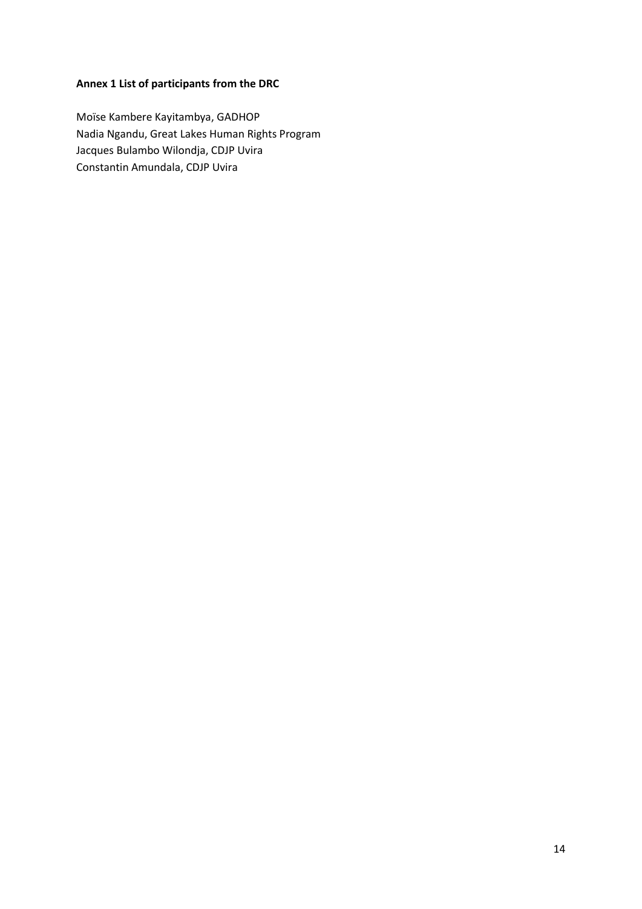**Annex 1 List of participants from the DRC**

Moïse Kambere Kayitambya, GADHOP
Nadia Ngandu, Great Lakes Human Rights Program
Jacques Bulambo Wilondja, CDJP Uvira
Constantin Amundala, CDJP Uvira